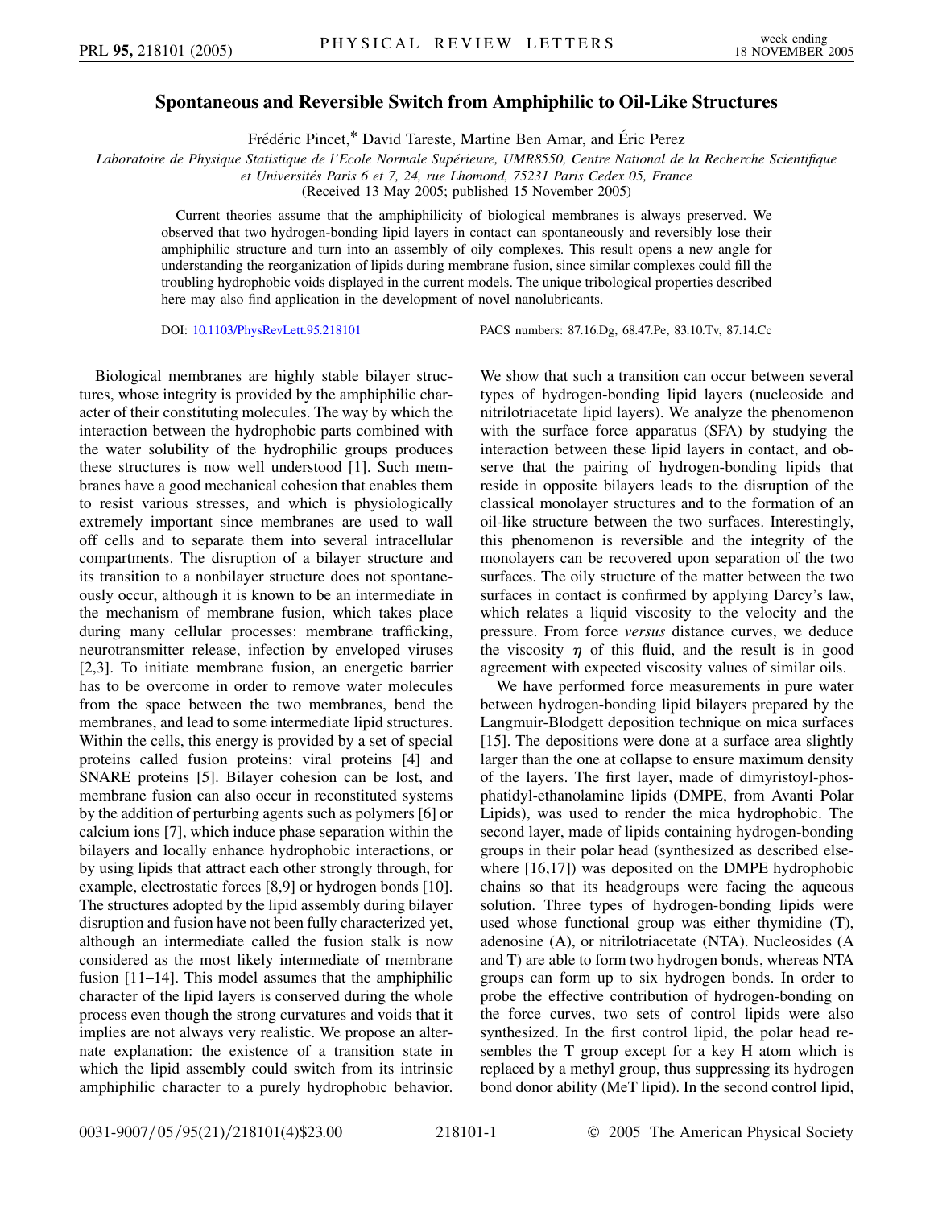# Spontaneous and Reversible Switch from Amphiphilic to Oil-Like Structures

Frédéric Pincet,* David Tareste, Martine Ben Amar, and Éric Perez

*Laboratoire de Physique Statistique de l'Ecole Normale Supérieure, UMR8550, Centre National de la Recherche Scientifique et Universités Paris 6 et 7, 24, rue Lhomond, 75231 Paris Cedex 05, France*

(Received 13 May 2005; published 15 November 2005)

Current theories assume that the amphiphilicity of biological membranes is always preserved. We observed that two hydrogen-bonding lipid layers in contact can spontaneously and reversibly lose their amphiphilic structure and turn into an assembly of oily complexes. This result opens a new angle for understanding the reorganization of lipids during membrane fusion, since similar complexes could fill the troubling hydrophobic voids displayed in the current models. The unique tribological properties described here may also find application in the development of novel nanolubricants.

DOI: 10.1103/PhysRevLett.95.218101 PACS numbers: 87.16.Dg, 68.47.Pe, 83.10.Tv, 87.14.Cc

Biological membranes are highly stable bilayer structures, whose integrity is provided by the amphiphilic character of their constituting molecules. The way by which the interaction between the hydrophobic parts combined with the water solubility of the hydrophilic groups produces these structures is now well understood [1]. Such membranes have a good mechanical cohesion that enables them to resist various stresses, and which is physiologically extremely important since membranes are used to wall off cells and to separate them into several intracellular compartments. The disruption of a bilayer structure and its transition to a nonbilayer structure does not spontaneously occur, although it is known to be an intermediate in the mechanism of membrane fusion, which takes place during many cellular processes: membrane trafficking, neurotransmitter release, infection by enveloped viruses [2,3]. To initiate membrane fusion, an energetic barrier has to be overcome in order to remove water molecules from the space between the two membranes, bend the membranes, and lead to some intermediate lipid structures. Within the cells, this energy is provided by a set of special proteins called fusion proteins: viral proteins [4] and SNARE proteins [5]. Bilayer cohesion can be lost, and membrane fusion can also occur in reconstituted systems by the addition of perturbing agents such as polymers [6] or calcium ions [7], which induce phase separation within the bilayers and locally enhance hydrophobic interactions, or by using lipids that attract each other strongly through, for example, electrostatic forces [8,9] or hydrogen bonds [10]. The structures adopted by the lipid assembly during bilayer disruption and fusion have not been fully characterized yet, although an intermediate called the fusion stalk is now considered as the most likely intermediate of membrane fusion [11–14]. This model assumes that the amphiphilic character of the lipid layers is conserved during the whole process even though the strong curvatures and voids that it implies are not always very realistic. We propose an alternate explanation: the existence of a transition state in which the lipid assembly could switch from its intrinsic amphiphilic character to a purely hydrophobic behavior. We show that such a transition can occur between several types of hydrogen-bonding lipid layers (nucleoside and nitrilotriacetate lipid layers). We analyze the phenomenon with the surface force apparatus (SFA) by studying the interaction between these lipid layers in contact, and observe that the pairing of hydrogen-bonding lipids that reside in opposite bilayers leads to the disruption of the classical monolayer structures and to the formation of an oil-like structure between the two surfaces. Interestingly, this phenomenon is reversible and the integrity of the monolayers can be recovered upon separation of the two surfaces. The oily structure of the matter between the two surfaces in contact is confirmed by applying Darcy's law, which relates a liquid viscosity to the velocity and the pressure. From force *versus* distance curves, we deduce the viscosity $\eta$ of this fluid, and the result is in good agreement with expected viscosity values of similar oils.

We have performed force measurements in pure water between hydrogen-bonding lipid bilayers prepared by the Langmuir-Blodgett deposition technique on mica surfaces [15]. The depositions were done at a surface area slightly larger than the one at collapse to ensure maximum density of the layers. The first layer, made of dimyristoyl-phosphatidyl-ethanolamine lipids (DMPE, from Avanti Polar Lipids), was used to render the mica hydrophobic. The second layer, made of lipids containing hydrogen-bonding groups in their polar head (synthesized as described elsewhere [16,17]) was deposited on the DMPE hydrophobic chains so that its headgroups were facing the aqueous solution. Three types of hydrogen-bonding lipids were used whose functional group was either thymidine (T), adenosine (A), or nitrilotriacetate (NTA). Nucleosides (A and T) are able to form two hydrogen bonds, whereas NTA groups can form up to six hydrogen bonds. In order to probe the effective contribution of hydrogen-bonding on the force curves, two sets of control lipids were also synthesized. In the first control lipid, the polar head resembles the T group except for a key H atom which is replaced by a methyl group, thus suppressing its hydrogen bond donor ability (MeT lipid). In the second control lipid,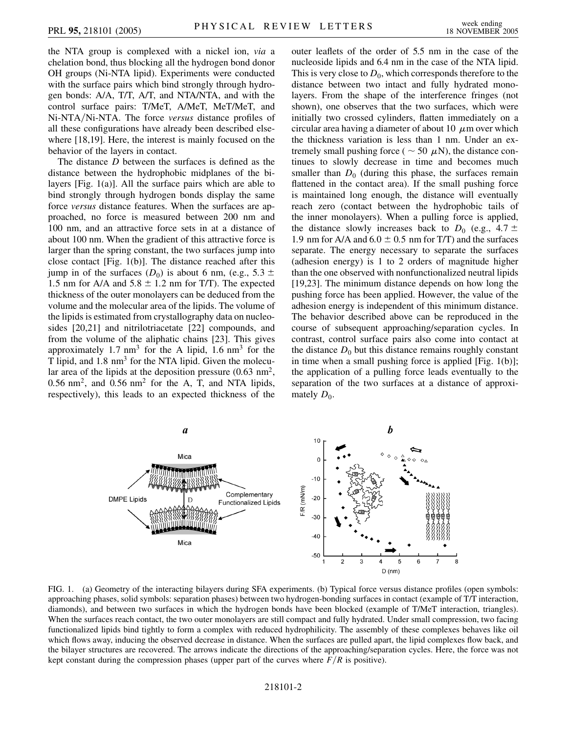the NTA group is complexed with a nickel ion, *via* a chelation bond, thus blocking all the hydrogen bond donor OH groups (Ni-NTA lipid). Experiments were conducted with the surface pairs which bind strongly through hydrogen bonds: A/A, T/T, A/T, and NTA/NTA, and with the control surface pairs: T/MeT, A/MeT, MeT/MeT, and Ni-NTA/Ni-NTA. The force *versus* distance profiles of all these configurations have already been described elsewhere [18,19]. Here, the interest is mainly focused on the behavior of the layers in contact.

The distance $D$ between the surfaces is defined as the distance between the hydrophobic midplanes of the bilayers [Fig. 1(a)]. All the surface pairs which are able to bind strongly through hydrogen bonds display the same force *versus* distance features. When the surfaces are approached, no force is measured between 200 nm and 100 nm, and an attractive force sets in at a distance of about 100 nm. When the gradient of this attractive force is larger than the spring constant, the two surfaces jump into close contact [Fig. 1(b)]. The distance reached after this jump in of the surfaces ($D_0$) is about 6 nm, (e.g., $5.3 \pm 1.5$ nm for A/A and $5.8 \pm 1.2$ nm for T/T). The expected thickness of the outer monolayers can be deduced from the volume and the molecular area of the lipids. The volume of the lipids is estimated from crystallography data on nucleosides [20,21] and nitrilotriacetate [22] compounds, and from the volume of the aliphatic chains [23]. This gives approximately 1.7 $nm^3$ for the A lipid, 1.6 $nm^3$ for the T lipid, and 1.8 $nm^3$ for the NTA lipid. Given the molecular area of the lipids at the deposition pressure (0.63 $nm^2$, 0.56 $nm^2$, and 0.56 $nm^2$ for the A, T, and NTA lipids, respectively), this leads to an expected thickness of the outer leaflets of the order of 5.5 nm in the case of the nucleoside lipids and 6.4 nm in the case of the NTA lipid. This is very close to $D_0$, which corresponds therefore to the distance between two intact and fully hydrated monolayers. From the shape of the interference fringes (not shown), one observes that the two surfaces, which were initially two crossed cylinders, flatten immediately on a circular area having a diameter of about 10 $\mu$m over which the thickness variation is less than 1 nm. Under an extremely small pushing force ($\sim 50$ $\mu$N), the distance continues to slowly decrease in time and becomes much smaller than $D_0$ (during this phase, the surfaces remain flattened in the contact area). If the small pushing force is maintained long enough, the distance will eventually reach zero (contact between the hydrophobic tails of the inner monolayers). When a pulling force is applied, the distance slowly increases back to $D_0$ (e.g., $4.7 \pm 1.9$ nm for A/A and $6.0 \pm 0.5$ nm for T/T) and the surfaces separate. The energy necessary to separate the surfaces (adhesion energy) is 1 to 2 orders of magnitude higher than the one observed with nonfunctionalized neutral lipids [19,23]. The minimum distance depends on how long the pushing force has been applied. However, the value of the adhesion energy is independent of this minimum distance. The behavior described above can be reproduced in the course of subsequent approaching/separation cycles. In contrast, control surface pairs also come into contact at the distance $D_0$ but this distance remains roughly constant in time when a small pushing force is applied [Fig. 1(b)]; the application of a pulling force leads eventually to the separation of the two surfaces at a distance of approximately $D_0$.

FIG. 1. (a) Geometry of the interacting bilayers during SFA experiments. (b) Typical force versus distance profiles (open symbols: approaching phases, solid symbols: separation phases) between two hydrogen-bonding surfaces in contact (example of T/T interaction, diamonds), and between two surfaces in which the hydrogen bonds have been blocked (example of T/MeT interaction, triangles). When the surfaces reach contact, the two outer monolayers are still compact and fully hydrated. Under small compression, two facing functionalized lipids bind tightly to form a complex with reduced hydrophilicity. The assembly of these complexes behaves like oil which flows away, inducing the observed decrease in distance. When the surfaces are pulled apart, the lipid complexes flow back, and the bilayer structures are recovered. The arrows indicate the directions of the approaching/separation cycles. Here, the force was not kept constant during the compression phases (upper part of the curves where $F/R$ is positive).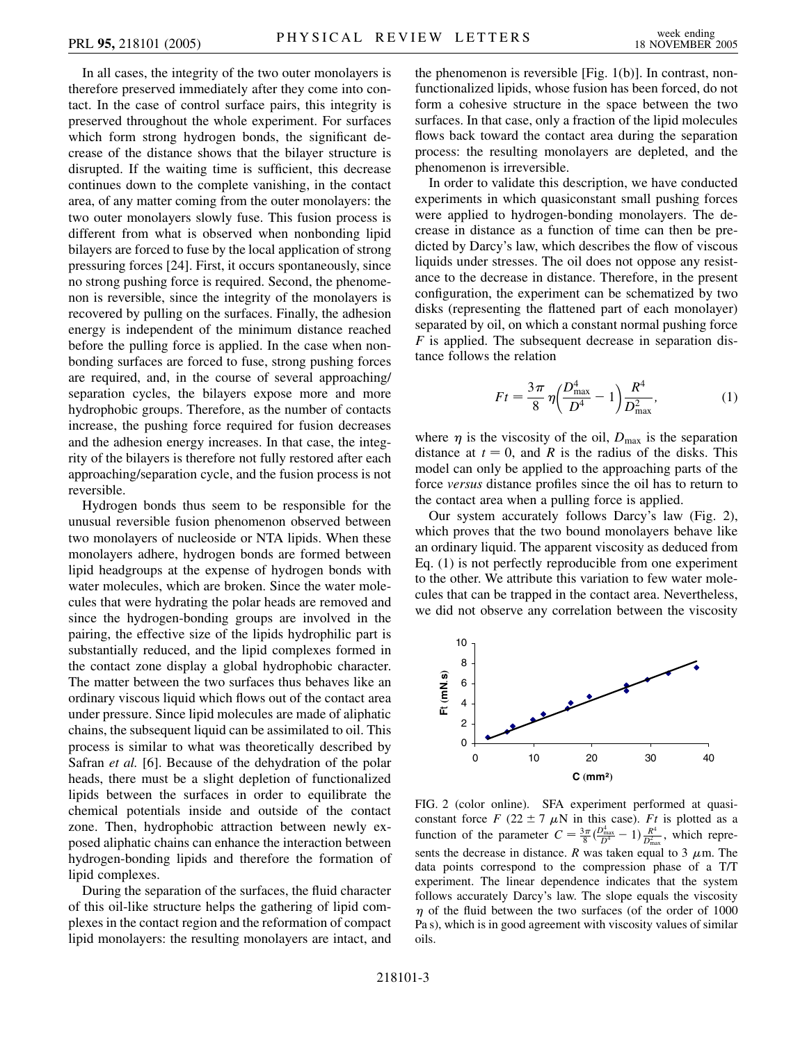In all cases, the integrity of the two outer monolayers is therefore preserved immediately after they come into contact. In the case of control surface pairs, this integrity is preserved throughout the whole experiment. For surfaces which form strong hydrogen bonds, the significant decrease of the distance shows that the bilayer structure is disrupted. If the waiting time is sufficient, this decrease continues down to the complete vanishing, in the contact area, of any matter coming from the outer monolayers: the two outer monolayers slowly fuse. This fusion process is different from what is observed when nonbonding lipid bilayers are forced to fuse by the local application of strong pressuring forces [24]. First, it occurs spontaneously, since no strong pushing force is required. Second, the phenomenon is reversible, since the integrity of the monolayers is recovered by pulling on the surfaces. Finally, the adhesion energy is independent of the minimum distance reached before the pulling force is applied. In the case when nonbonding surfaces are forced to fuse, strong pushing forces are required, and, in the course of several approaching/separation cycles, the bilayers expose more and more hydrophobic groups. Therefore, as the number of contacts increase, the pushing force required for fusion decreases and the adhesion energy increases. In that case, the integrity of the bilayers is therefore not fully restored after each approaching/separation cycle, and the fusion process is not reversible.

Hydrogen bonds thus seem to be responsible for the unusual reversible fusion phenomenon observed between two monolayers of nucleoside or NTA lipids. When these monolayers adhere, hydrogen bonds are formed between lipid headgroups at the expense of hydrogen bonds with water molecules, which are broken. Since the water molecules that were hydrating the polar heads are removed and since the hydrogen-bonding groups are involved in the pairing, the effective size of the lipids hydrophilic part is substantially reduced, and the lipid complexes formed in the contact zone display a global hydrophobic character. The matter between the two surfaces thus behaves like an ordinary viscous liquid which flows out of the contact area under pressure. Since lipid molecules are made of aliphatic chains, the subsequent liquid can be assimilated to oil. This process is similar to what was theoretically described by Safran *et al.* [6]. Because of the dehydration of the polar heads, there must be a slight depletion of functionalized lipids between the surfaces in order to equilibrate the chemical potentials inside and outside of the contact zone. Then, hydrophobic attraction between newly exposed aliphatic chains can enhance the interaction between hydrogen-bonding lipids and therefore the formation of lipid complexes.

During the separation of the surfaces, the fluid character of this oil-like structure helps the gathering of lipid complexes in the contact region and the reformation of compact lipid monolayers: the resulting monolayers are intact, and the phenomenon is reversible [Fig. 1(b)]. In contrast, nonfunctionalized lipids, whose fusion has been forced, do not form a cohesive structure in the space between the two surfaces. In that case, only a fraction of the lipid molecules flows back toward the contact area during the separation process: the resulting monolayers are depleted, and the phenomenon is irreversible.

In order to validate this description, we have conducted experiments in which quasiconstant small pushing forces were applied to hydrogen-bonding monolayers. The decrease in distance as a function of time can then be predicted by Darcy's law, which describes the flow of viscous liquids under stresses. The oil does not oppose any resistance to the decrease in distance. Therefore, in the present configuration, the experiment can be schematized by two disks (representing the flattened part of each monolayer) separated by oil, on which a constant normal pushing force $F$ is applied. The subsequent decrease in separation distance follows the relation

$$Ft = \frac{3\pi}{8}\eta\left(\frac{D_{\max}^4}{D^4} - 1\right)\frac{R^4}{D_{\max}^2}, \tag{1}$$

where $\eta$ is the viscosity of the oil, $D_{\max}$ is the separation distance at $t = 0$, and $R$ is the radius of the disks. This model can only be applied to the approaching parts of the force *versus* distance profiles since the oil has to return to the contact area when a pulling force is applied.

Our system accurately follows Darcy's law (Fig. 2), which proves that the two bound monolayers behave like an ordinary liquid. The apparent viscosity as deduced from Eq. (1) is not perfectly reproducible from one experiment to the other. We attribute this variation to few water molecules that can be trapped in the contact area. Nevertheless, we did not observe any correlation between the viscosity

FIG. 2 (color online). SFA experiment performed at quasiconstant force $F$ ($22 \pm 7\ \mu$N in this case). $Ft$ is plotted as a function of the parameter $C = \frac{3\pi}{8}\left(\frac{D_{\max}^4}{D^4} - 1\right)\frac{R^4}{D_{\max}^2}$, which represents the decrease in distance. $R$ was taken equal to 3 $\mu$m. The data points correspond to the compression phase of a T/T experiment. The linear dependence indicates that the system follows accurately Darcy's law. The slope equals the viscosity $\eta$ of the fluid between the two surfaces (of the order of 1000 Pa s), which is in good agreement with viscosity values of similar oils.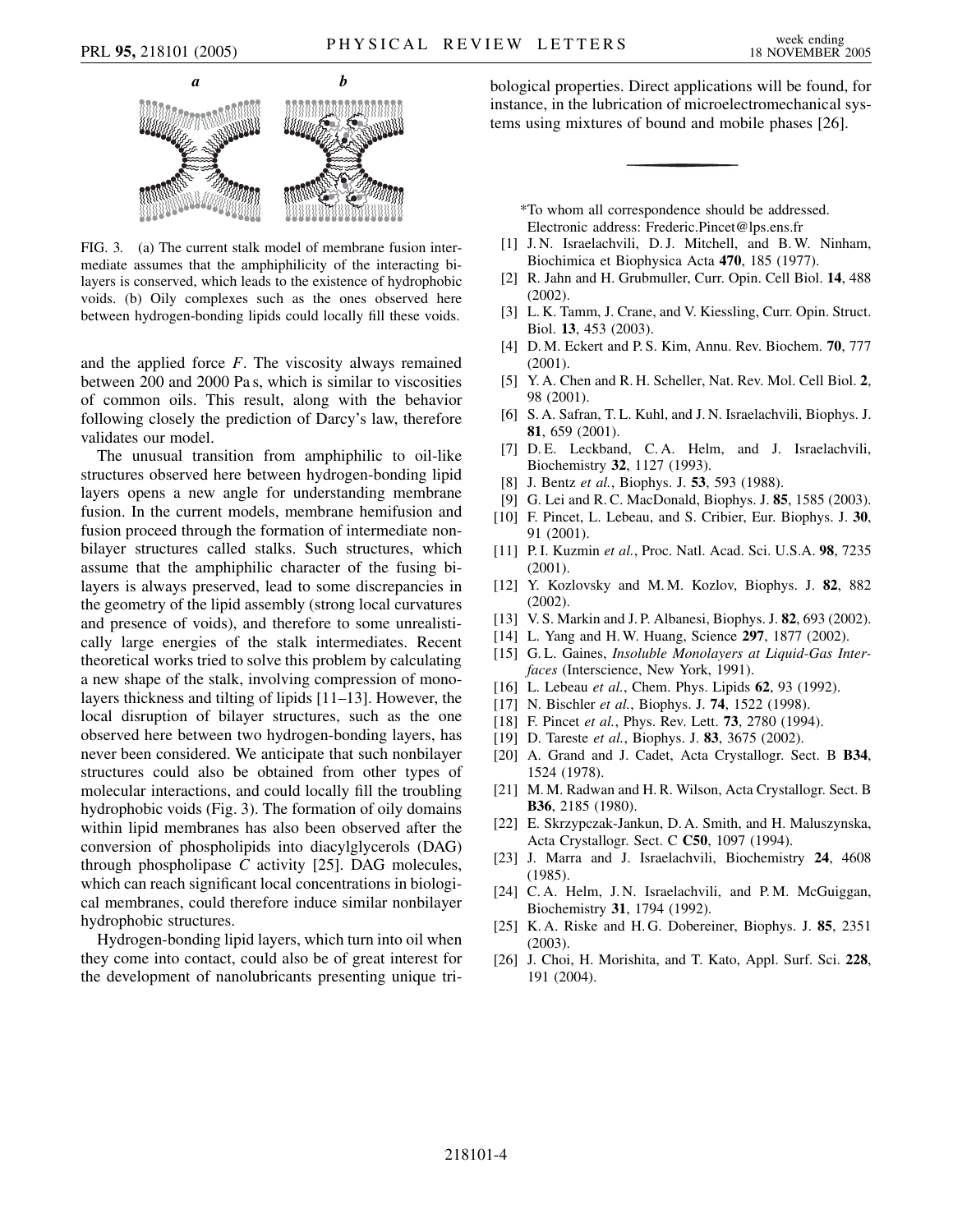FIG. 3. (a) The current stalk model of membrane fusion intermediate assumes that the amphiphilicity of the interacting bilayers is conserved, which leads to the existence of hydrophobic voids. (b) Oily complexes such as the ones observed here between hydrogen-bonding lipids could locally fill these voids.

and the applied force $F$. The viscosity always remained between 200 and 2000 Pa s, which is similar to viscosities of common oils. This result, along with the behavior following closely the prediction of Darcy's law, therefore validates our model.

The unusual transition from amphiphilic to oil-like structures observed here between hydrogen-bonding lipid layers opens a new angle for understanding membrane fusion. In the current models, membrane hemifusion and fusion proceed through the formation of intermediate nonbilayer structures called stalks. Such structures, which assume that the amphiphilic character of the fusing bilayers is always preserved, lead to some discrepancies in the geometry of the lipid assembly (strong local curvatures and presence of voids), and therefore to some unrealistically large energies of the stalk intermediates. Recent theoretical works tried to solve this problem by calculating a new shape of the stalk, involving compression of monolayers thickness and tilting of lipids [11–13]. However, the local disruption of bilayer structures, such as the one observed here between two hydrogen-bonding layers, has never been considered. We anticipate that such nonbilayer structures could also be obtained from other types of molecular interactions, and could locally fill the troubling hydrophobic voids (Fig. 3). The formation of oily domains within lipid membranes has also been observed after the conversion of phospholipids into diacylglycerols (DAG) through phospholipase $C$ activity [25]. DAG molecules, which can reach significant local concentrations in biological membranes, could therefore induce similar nonbilayer hydrophobic structures.

Hydrogen-bonding lipid layers, which turn into oil when they come into contact, could also be of great interest for the development of nanolubricants presenting unique tribological properties. Direct applications will be found, for instance, in the lubrication of microelectromechanical systems using mixtures of bound and mobile phases [26].

*To whom all correspondence should be addressed. Electronic address: Frederic.Pincet@lps.ens.fr

[1] J. N. Israelachvili, D. J. Mitchell, and B. W. Ninham, Biochimica et Biophysica Acta **470**, 185 (1977).
[2] R. Jahn and H. Grubmuller, Curr. Opin. Cell Biol. **14**, 488 (2002).
[3] L. K. Tamm, J. Crane, and V. Kiessling, Curr. Opin. Struct. Biol. **13**, 453 (2003).
[4] D. M. Eckert and P. S. Kim, Annu. Rev. Biochem. **70**, 777 (2001).
[5] Y. A. Chen and R. H. Scheller, Nat. Rev. Mol. Cell Biol. **2**, 98 (2001).
[6] S. A. Safran, T. L. Kuhl, and J. N. Israelachvili, Biophys. J. **81**, 659 (2001).
[7] D. E. Leckband, C. A. Helm, and J. Israelachvili, Biochemistry **32**, 1127 (1993).
[8] J. Bentz *et al.*, Biophys. J. **53**, 593 (1988).
[9] G. Lei and R. C. MacDonald, Biophys. J. **85**, 1585 (2003).
[10] F. Pincet, L. Lebeau, and S. Cribier, Eur. Biophys. J. **30**, 91 (2001).
[11] P. I. Kuzmin *et al.*, Proc. Natl. Acad. Sci. U.S.A. **98**, 7235 (2001).
[12] Y. Kozlovsky and M. M. Kozlov, Biophys. J. **82**, 882 (2002).
[13] V. S. Markin and J. P. Albanesi, Biophys. J. **82**, 693 (2002).
[14] L. Yang and H. W. Huang, Science **297**, 1877 (2002).
[15] G. L. Gaines, *Insoluble Monolayers at Liquid-Gas Interfaces* (Interscience, New York, 1991).
[16] L. Lebeau *et al.*, Chem. Phys. Lipids **62**, 93 (1992).
[17] N. Bischler *et al.*, Biophys. J. **74**, 1522 (1998).
[18] F. Pincet *et al.*, Phys. Rev. Lett. **73**, 2780 (1994).
[19] D. Tareste *et al.*, Biophys. J. **83**, 3675 (2002).
[20] A. Grand and J. Cadet, Acta Crystallogr. Sect. B **B34**, 1524 (1978).
[21] M. M. Radwan and H. R. Wilson, Acta Crystallogr. Sect. B **B36**, 2185 (1980).
[22] E. Skrzypczak-Jankun, D. A. Smith, and H. Maluszynska, Acta Crystallogr. Sect. C **C50**, 1097 (1994).
[23] J. Marra and J. Israelachvili, Biochemistry **24**, 4608 (1985).
[24] C. A. Helm, J. N. Israelachvili, and P. M. McGuiggan, Biochemistry **31**, 1794 (1992).
[25] K. A. Riske and H. G. Dobereiner, Biophys. J. **85**, 2351 (2003).
[26] J. Choi, H. Morishita, and T. Kato, Appl. Surf. Sci. **228**, 191 (2004).